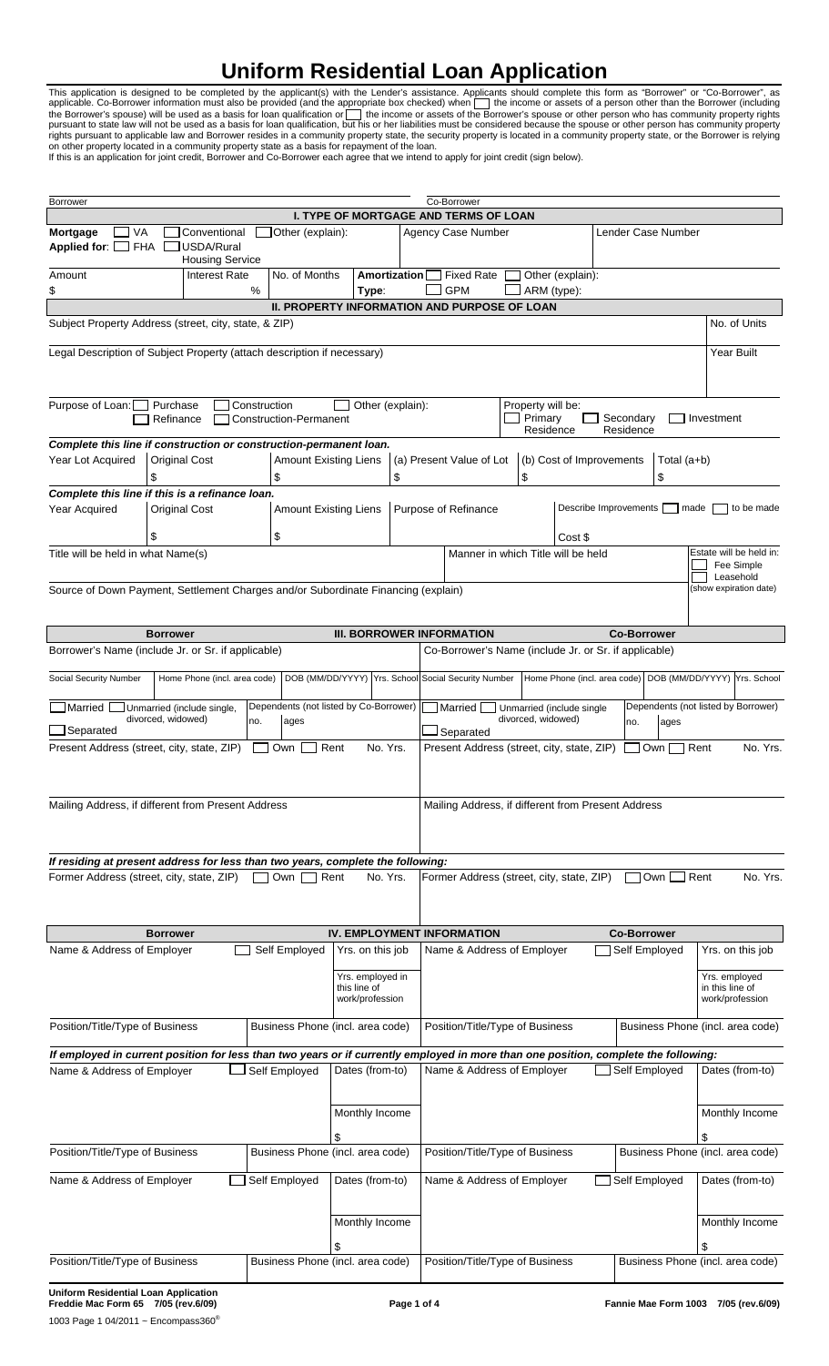# Uniform Residential Loan Application

This application is designed to be completed by the applicant(s) with the Lender's assistance. Applicants should complete this form as "Borrower" or "Co-Borrower", as applicable. Co-Borrower information must also be provided (and the appropriate box checked) when ☐ the income or assets of a person other than the Borrower (including the Borrower's spouse) will be used as a basis for loan qualification or ☐ the income or assets of the Borrower's spouse or other person who has community property rights pursuant to state law will not be used as a basis for loan qualification, but his or her liabilities must be considered because the spouse or other person has community property rights pursuant to applicable law and Borrower resides in a community property state, the security property is located in a community property state, or the Borrower is relying on other property located in a community property state as a basis for repayment of the loan.

If this is an application for joint credit, Borrower and Co-Borrower each agree that we intend to apply for joint credit (sign below).

Borrower | Co-Borrower

## I. TYPE OF MORTGAGE AND TERMS OF LOAN

| | | | | | |
|---|---|---|---|---|---|
| **Mortgage Applied for:** ☐ VA ☐ FHA | ☐ Conventional ☐ USDA/Rural Housing Service | ☐ Other (explain): | | Agency Case Number | Lender Case Number |
| Amount $ | Interest Rate % | No. of Months | **Amortization Type:** | ☐ Fixed Rate ☐ GPM | ☐ Other (explain): ☐ ARM (type): |

## II. PROPERTY INFORMATION AND PURPOSE OF LOAN

| | |
|---|---|
| Subject Property Address (street, city, state, & ZIP) | No. of Units |
| Legal Description of Subject Property (attach description if necessary) | Year Built |

Purpose of Loan: ☐ Purchase ☐ Construction ☐ Other (explain): ☐ Refinance ☐ Construction-Permanent

Property will be: ☐ Primary Residence ☐ Secondary Residence ☐ Investment

***Complete this line if construction or construction-permanent loan.***

| Year Lot Acquired | Original Cost | Amount Existing Liens | (a) Present Value of Lot | (b) Cost of Improvements | Total (a+b) |
|---|---|---|---|---|---|
| | $ | $ | $ | $ | $ |

***Complete this line if this is a refinance loan.***

| Year Acquired | Original Cost | Amount Existing Liens | Purpose of Refinance | Describe Improvements ☐ made ☐ to be made |
|---|---|---|---|---|
| | $ | $ | | Cost $ |

| | | |
|---|---|---|
| Title will be held in what Name(s) | Manner in which Title will be held | Estate will be held in: ☐ Fee Simple ☐ Leasehold (show expiration date) |
| Source of Down Payment, Settlement Charges and/or Subordinate Financing (explain) | | |

## III. BORROWER INFORMATION

| Borrower | | | | Co-Borrower | | | |
|---|---|---|---|---|---|---|---|
| Borrower's Name (include Jr. or Sr. if applicable) | | | | Co-Borrower's Name (include Jr. or Sr. if applicable) | | | |
| Social Security Number | Home Phone (incl. area code) | DOB (MM/DD/YYYY) | Yrs. School | Social Security Number | Home Phone (incl. area code) | DOB (MM/DD/YYYY) | Yrs. School |
| ☐ Married ☐ Unmarried (include single, divorced, widowed) ☐ Separated | | Dependents (not listed by Co-Borrower) no. ages | | ☐ Married ☐ Unmarried (include single divorced, widowed) ☐ Separated | | Dependents (not listed by Borrower) no. ages | |
| Present Address (street, city, state, ZIP) | ☐ Own ☐ Rent | No. Yrs. | | Present Address (street, city, state, ZIP) | ☐ Own ☐ Rent | No. Yrs. | |
| Mailing Address, if different from Present Address | | | | Mailing Address, if different from Present Address | | | |

***If residing at present address for less than two years, complete the following:***

| | | | | | |
|---|---|---|---|---|---|
| Former Address (street, city, state, ZIP) | ☐ Own ☐ Rent | No. Yrs. | Former Address (street, city, state, ZIP) | ☐ Own ☐ Rent | No. Yrs. |

## IV. EMPLOYMENT INFORMATION

| Borrower | | | Co-Borrower | | |
|---|---|---|---|---|---|
| Name & Address of Employer | ☐ Self Employed | Yrs. on this job<br>Yrs. employed in this line of work/profession | Name & Address of Employer | ☐ Self Employed | Yrs. on this job<br>Yrs. employed in this line of work/profession |
| Position/Title/Type of Business | Business Phone (incl. area code) | | Position/Title/Type of Business | Business Phone (incl. area code) | |

***If employed in current position for less than two years or if currently employed in more than one position, complete the following:***

| | | | | | |
|---|---|---|---|---|---|
| Name & Address of Employer | ☐ Self Employed | Dates (from-to)<br>Monthly Income<br>$ | Name & Address of Employer | ☐ Self Employed | Dates (from-to)<br>Monthly Income<br>$ |
| Position/Title/Type of Business | Business Phone (incl. area code) | | Position/Title/Type of Business | Business Phone (incl. area code) | |
| Name & Address of Employer | ☐ Self Employed | Dates (from-to)<br>Monthly Income<br>$ | Name & Address of Employer | ☐ Self Employed | Dates (from-to)<br>Monthly Income<br>$ |
| Position/Title/Type of Business | Business Phone (incl. area code) | | Position/Title/Type of Business | Business Phone (incl. area code) | |

**Uniform Residential Loan Application**
**Freddie Mac Form 65 7/05 (rev.6/09)** **Fannie Mae Form 1003 7/05 (rev.6/09)**

1003 Page 1 04/2011 ~ Encompass360®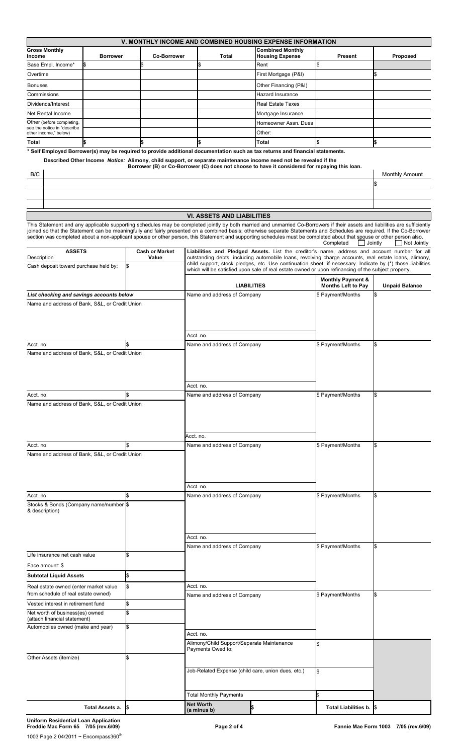## V. MONTHLY INCOME AND COMBINED HOUSING EXPENSE INFORMATION

| Gross Monthly Income | Borrower | Co-Borrower | Total | Combined Monthly Housing Expense | Present | Proposed |
|---|---|---|---|---|---|---|
| Base Empl. Income* | $ | $ | $ | Rent | $ | |
| Overtime | | | | First Mortgage (P&I) | | $ |
| Bonuses | | | | Other Financing (P&I) | | |
| Commissions | | | | Hazard Insurance | | |
| Dividends/Interest | | | | Real Estate Taxes | | |
| Net Rental Income | | | | Mortgage Insurance | | |
| Other (before completing, see the notice in "describe other income," below) | | | | Homeowner Assn. Dues | | |
| | | | | Other: | | |
| **Total** | **$** | **$** | **$** | **Total** | **$** | **$** |

**\* Self Employed Borrower(s) may be required to provide additional documentation such as tax returns and financial statements.**

**Described Other Income** ***Notice:*** **Alimony, child support, or separate maintenance income need not be revealed if the Borrower (B) or Co-Borrower (C) does not choose to have it considered for repaying this loan.**

| B/C | | Monthly Amount |
|---|---|---|
| | | $ |
| | | |
| | | |

## VI. ASSETS AND LIABILITIES

This Statement and any applicable supporting schedules may be completed jointly by both married and unmarried Co-Borrowers if their assets and liabilities are sufficiently joined so that the Statement can be meaningfully and fairly presented on a combined basis; otherwise separate Statements and Schedules are required. If the Co-Borrower section was completed about a non-applicant spouse or other person, this Statement and supporting schedules must be completed about that spouse or other person also.

Completed ☐ Jointly ☐ Not Jointly

| ASSETS Description | Cash or Market Value |
|---|---|
| Cash deposit toward purchase held by: | $ |
| ***List checking and savings accounts below*** | |
| Name and address of Bank, S&L, or Credit Union | |
| Acct. no. | $ |
| Name and address of Bank, S&L, or Credit Union | |
| Acct. no. | $ |
| Name and address of Bank, S&L, or Credit Union | |
| Acct. no. | $ |
| Name and address of Bank, S&L, or Credit Union | |
| Acct. no. | $ |
| Stocks & Bonds (Company name/number & description) | $ |
| Life insurance net cash value | $ |
| Face amount: $ | |
| **Subtotal Liquid Assets** | $ |
| Real estate owned (enter market value from schedule of real estate owned) | $ |
| Vested interest in retirement fund | $ |
| Net worth of business(es) owned (attach financial statement) | $ |
| Automobiles owned (make and year) | $ |
| Other Assets (itemize) | $ |
| **Total Assets a.** | $ |

**Liabilities and Pledged Assets.** List the creditor's name, address and account number for all outstanding debts, including automobile loans, revolving charge accounts, real estate loans, alimony, child support, stock pledges, etc. Use continuation sheet, if necessary. Indicate by (\*) those liabilities which will be satisfied upon sale of real estate owned or upon refinancing of the subject property.

| LIABILITIES | Monthly Payment & Months Left to Pay | Unpaid Balance |
|---|---|---|
| Name and address of Company | $ Payment/Months | $ |
| Acct. no. | | |
| Name and address of Company | $ Payment/Months | $ |
| Acct. no. | | |
| Name and address of Company | $ Payment/Months | $ |
| Acct. no. | | |
| Name and address of Company | $ Payment/Months | $ |
| Acct. no. | | |
| Name and address of Company | $ Payment/Months | $ |
| Acct. no. | | |
| Name and address of Company | $ Payment/Months | $ |
| Acct. no. | | |
| Name and address of Company | $ Payment/Months | $ |
| Acct. no. | | |
| Alimony/Child Support/Separate Maintenance Payments Owed to: | $ | |
| Job-Related Expense (child care, union dues, etc.) | $ | |
| Total Monthly Payments | $ | |
| **Net Worth (a minus b)** $ | **Total Liabilities b.** | $ |

**Uniform Residential Loan Application**
**Freddie Mac Form 65 7/05 (rev.6/09)** **Fannie Mae Form 1003 7/05 (rev.6/09)**

1003 Page 2 04/2011 ~ Encompass360®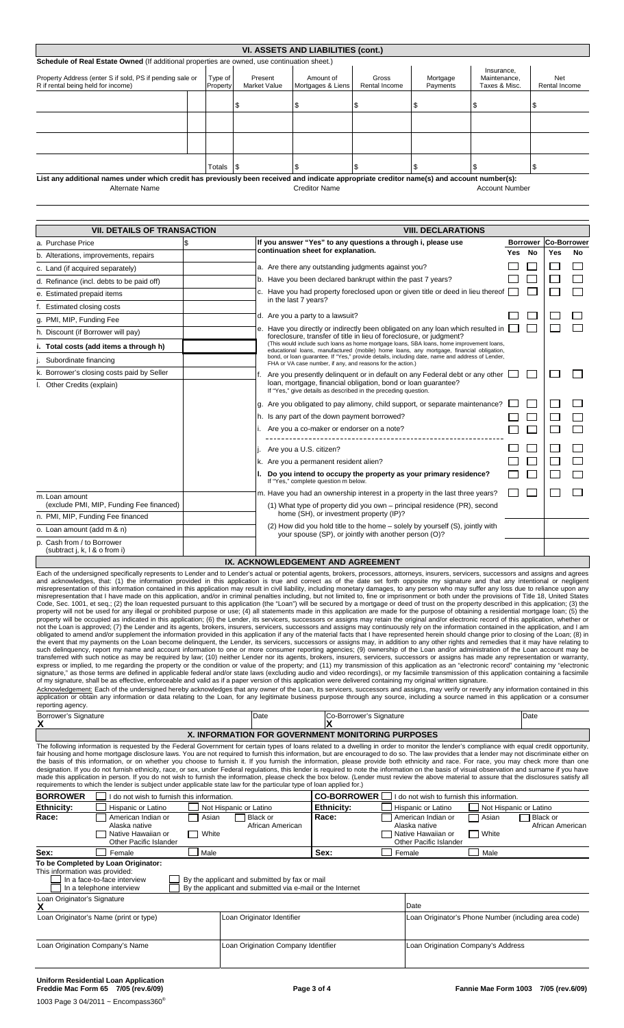## VI. ASSETS AND LIABILITIES (cont.)

**Schedule of Real Estate Owned** (If additional properties are owned, use continuation sheet.)

| Property Address (enter S if sold, PS if pending sale or R if rental being held for income) | | Type of Property | Present Market Value | Amount of Mortgages & Liens | Gross Rental Income | Mortgage Payments | Insurance, Maintenance, Taxes & Misc. | Net Rental Income |
|---|---|---|---|---|---|---|---|---|
| | | | $ | $ | $ | $ | $ | $ |
| | | | | | | | | |
| | | | | | | | | |
| | | Totals | $ | $ | $ | $ | $ | $ |

**List any additional names under which credit has previously been received and indicate appropriate creditor name(s) and account number(s):**

| Alternate Name | Creditor Name | Account Number |
|---|---|---|
| | | |

## VII. DETAILS OF TRANSACTION

| | |
|---|---|
| a. Purchase Price | $ |
| b. Alterations, improvements, repairs | |
| c. Land (if acquired separately) | |
| d. Refinance (incl. debts to be paid off) | |
| e. Estimated prepaid items | |
| f. Estimated closing costs | |
| g. PMI, MIP, Funding Fee | |
| h. Discount (if Borrower will pay) | |
| **i. Total costs (add items a through h)** | |
| j. Subordinate financing | |
| k. Borrower's closing costs paid by Seller | |
| l. Other Credits (explain) | |
| m. Loan amount (exclude PMI, MIP, Funding Fee financed) | |
| n. PMI, MIP, Funding Fee financed | |
| o. Loan amount (add m & n) | |
| p. Cash from / to Borrower (subtract j, k, l & o from i) | |

## VIII. DECLARATIONS

**If you answer "Yes" to any questions a through i, please use continuation sheet for explanation.**

| | Borrower Yes | Borrower No | Co-Borrower Yes | Co-Borrower No |
|---|---|---|---|---|
| a. Are there any outstanding judgments against you? | ☐ | ☐ | ☐ | ☐ |
| b. Have you been declared bankrupt within the past 7 years? | ☐ | ☐ | ☐ | ☐ |
| c. Have you had property foreclosed upon or given title or deed in lieu thereof in the last 7 years? | ☐ | ☐ | ☐ | ☐ |
| d. Are you a party to a lawsuit? | ☐ | ☐ | ☐ | ☐ |
| e. Have you directly or indirectly been obligated on any loan which resulted in foreclosure, transfer of title in lieu of foreclosure, or judgment? (This would include such loans as home mortgage loans, SBA loans, home improvement loans, educational loans, manufactured (mobile) home loans, any mortgage, financial obligation, bond, or loan guarantee. If "Yes," provide details, including date, name and address of Lender, FHA or VA case number, if any, and reasons for the action.) | ☐ | ☐ | ☐ | ☐ |
| f. Are you presently delinquent or in default on any Federal debt or any other loan, mortgage, financial obligation, bond or loan guarantee? If "Yes," give details as described in the preceding question. | ☐ | ☐ | ☐ | ☐ |
| g. Are you obligated to pay alimony, child support, or separate maintenance? | ☐ | ☐ | ☐ | ☐ |
| h. Is any part of the down payment borrowed? | ☐ | ☐ | ☐ | ☐ |
| i. Are you a co-maker or endorser on a note? | ☐ | ☐ | ☐ | ☐ |
| j. Are you a U.S. citizen? | ☐ | ☐ | ☐ | ☐ |
| k. Are you a permanent resident alien? | ☐ | ☐ | ☐ | ☐ |
| **l. Do you intend to occupy the property as your primary residence?** If "Yes," complete question m below. | ☐ | ☐ | ☐ | ☐ |
| m. Have you had an ownership interest in a property in the last three years? | ☐ | ☐ | ☐ | ☐ |
| (1) What type of property did you own – principal residence (PR), second home (SH), or investment property (IP)? | | | | |
| (2) How did you hold title to the home – solely by yourself (S), jointly with your spouse (SP), or jointly with another person (O)? | | | | |

## IX. ACKNOWLEDGEMENT AND AGREEMENT

Each of the undersigned specifically represents to Lender and to Lender's actual or potential agents, brokers, processors, attorneys, insurers, servicers, successors and assigns and agrees and acknowledges, that: (1) the information provided in this application is true and correct as of the date set forth opposite my signature and that any intentional or negligent misrepresentation of this information contained in this application may result in civil liability, including monetary damages, to any person who may suffer any loss due to reliance upon any misrepresentation that I have made on this application, and/or in criminal penalties including, but not limited to, fine or imprisonment or both under the provisions of Title 18, United States Code, Sec. 1001, et seq.; (2) the loan requested pursuant to this application (the "Loan") will be secured by a mortgage or deed of trust on the property described in this application; (3) the property will not be used for any illegal or prohibited purpose or use; (4) all statements made in this application are made for the purpose of obtaining a residential mortgage loan; (5) the property will be occupied as indicated in this application; (6) the Lender, its servicers, successors or assigns may retain the original and/or electronic record of this application, whether or not the Loan is approved; (7) the Lender and its agents, brokers, insurers, servicers, successors and assigns may continuously rely on the information contained in the application, and I am obligated to amend and/or supplement the information provided in this application if any of the material facts that I have represented herein should change prior to closing of the Loan; (8) in the event that my payments on the Loan become delinquent, the Lender, its servicers, successors or assigns may, in addition to any other rights and remedies that it may have relating to such delinquency, report my name and account information to one or more consumer reporting agencies; (9) ownership of the Loan and/or administration of the Loan account may be transferred with such notice as may be required by law; (10) neither Lender nor its agents, brokers, insurers, servicers, successors or assigns has made any representation or warranty, express or implied, to me regarding the property or the condition or value of the property; and (11) my transmission of this application as an "electronic record" containing my "electronic signature," as those terms are defined in applicable federal and/or state laws (excluding audio and video recordings), or my facsimile transmission of this application containing a facsimile of my signature, shall be as effective, enforceable and valid as if a paper version of this application were delivered containing my original written signature.

Acknowledgement: Each of the undersigned hereby acknowledges that any owner of the Loan, its servicers, successors and assigns, may verify or reverify any information contained in this application or obtain any information or data relating to the Loan, for any legitimate business purpose through any source, including a source named in this application or a consumer reporting agency.

| Borrower's Signature | Date | Co-Borrower's Signature | Date |
|---|---|---|---|
| X | | X | |

## X. INFORMATION FOR GOVERNMENT MONITORING PURPOSES

The following information is requested by the Federal Government for certain types of loans related to a dwelling in order to monitor the lender's compliance with equal credit opportunity, fair housing and home mortgage disclosure laws. You are not required to furnish this information, but are encouraged to do so. The law provides that a lender may not discriminate either on the basis of this information, or on whether you choose to furnish it. If you furnish the information, please provide both ethnicity and race. For race, you may check more than one designation. If you do not furnish ethnicity, race, or sex, under Federal regulations, this lender is required to note the information on the basis of visual observation and surname if you have made this application in person. If you do not wish to furnish the information, please check the box below. (Lender must review the above material to assure that the disclosures satisfy all requirements to which the lender is subject under applicable state law for the particular type of loan applied for.)

**BORROWER** ☐ I do not wish to furnish this information.

**Ethnicity:** ☐ Hispanic or Latino ☐ Not Hispanic or Latino

**Race:** ☐ American Indian or Alaska native ☐ Asian ☐ Black or African American ☐ Native Hawaiian or Other Pacific Islander ☐ White

**Sex:** ☐ Female ☐ Male

**CO-BORROWER** ☐ I do not wish to furnish this information.

**Ethnicity:** ☐ Hispanic or Latino ☐ Not Hispanic or Latino

**Race:** ☐ American Indian or Alaska native ☐ Asian ☐ Black or African American ☐ Native Hawaiian or Other Pacific Islander ☐ White

**Sex:** ☐ Female ☐ Male

**To be Completed by Loan Originator:**

This information was provided:

☐ In a face-to-face interview
☐ In a telephone interview
☐ By the applicant and submitted by fax or mail
☐ By the applicant and submitted via e-mail or the Internet

| Loan Originator's Signature | | Date |
|---|---|---|
| X | | |
| Loan Originator's Name (print or type) | Loan Originator Identifier | Loan Originator's Phone Number (including area code) |
| Loan Origination Company's Name | Loan Origination Company Identifier | Loan Origination Company's Address |

**Uniform Residential Loan Application**
**Freddie Mac Form 65 7/05 (rev.6/09)** **Fannie Mae Form 1003 7/05 (rev.6/09)**

1003 Page 3 04/2011 ~ Encompass360®